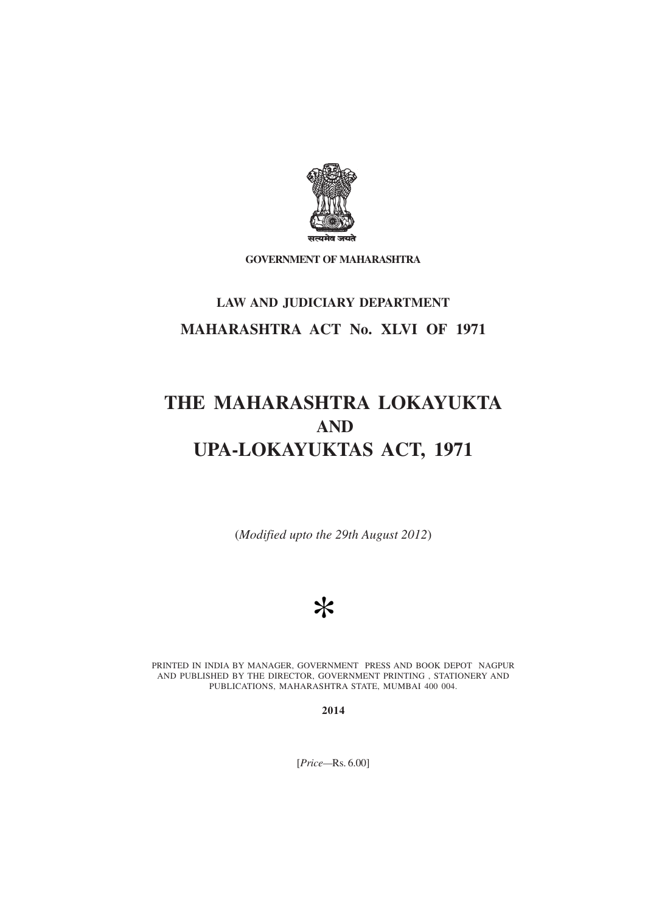सत्यमेव जयते

**GOVERNMENT OF MAHARASHTRA**

**LAW AND JUDICIARY DEPARTMENT**

**MAHARASHTRA ACT No. XLVI OF 1971**

# THE MAHARASHTRA LOKAYUKTA AND UPA-LOKAYUKTAS ACT, 1971

(*Modified upto the 29th August 2012*)

*

PRINTED IN INDIA BY MANAGER, GOVERNMENT PRESS AND BOOK DEPOT NAGPUR AND PUBLISHED BY THE DIRECTOR, GOVERNMENT PRINTING , STATIONERY AND PUBLICATIONS, MAHARASHTRA STATE, MUMBAI 400 004.

**2014**

[*Price*—Rs. 6.00]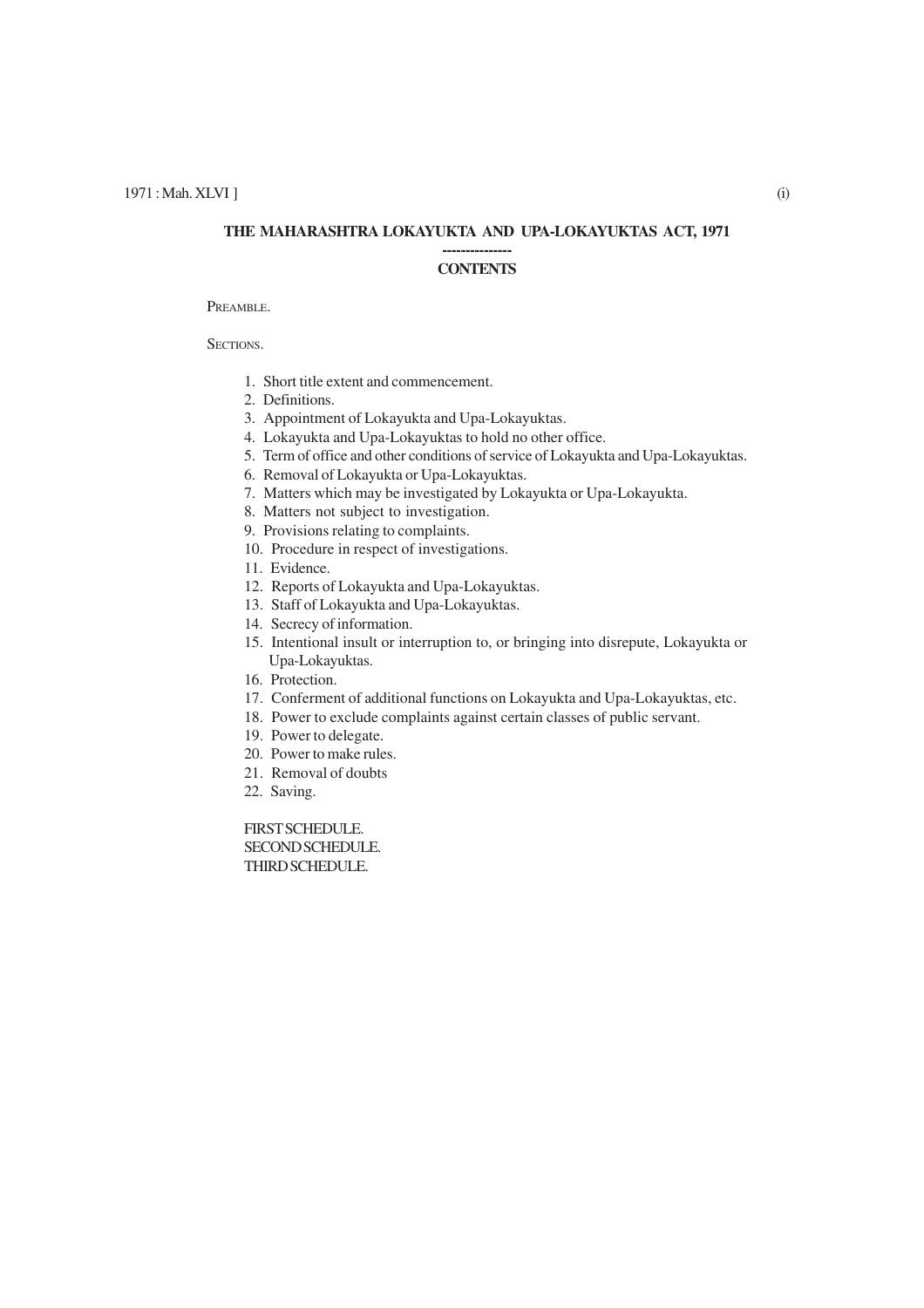# THE MAHARASHTRA LOKAYUKTA AND UPA-LOKAYUKTAS ACT, 1971

---------------

## CONTENTS

PREAMBLE.

SECTIONS.

1. Short title extent and commencement.
2. Definitions.
3. Appointment of Lokayukta and Upa-Lokayuktas.
4. Lokayukta and Upa-Lokayuktas to hold no other office.
5. Term of office and other conditions of service of Lokayukta and Upa-Lokayuktas.
6. Removal of Lokayukta or Upa-Lokayuktas.
7. Matters which may be investigated by Lokayukta or Upa-Lokayukta.
8. Matters not subject to investigation.
9. Provisions relating to complaints.
10. Procedure in respect of investigations.
11. Evidence.
12. Reports of Lokayukta and Upa-Lokayuktas.
13. Staff of Lokayukta and Upa-Lokayuktas.
14. Secrecy of information.
15. Intentional insult or interruption to, or bringing into disrepute, Lokayukta or Upa-Lokayuktas.
16. Protection.
17. Conferment of additional functions on Lokayukta and Upa-Lokayuktas, etc.
18. Power to exclude complaints against certain classes of public servant.
19. Power to delegate.
20. Power to make rules.
21. Removal of doubts
22. Saving.

FIRST SCHEDULE.
SECOND SCHEDULE.
THIRD SCHEDULE.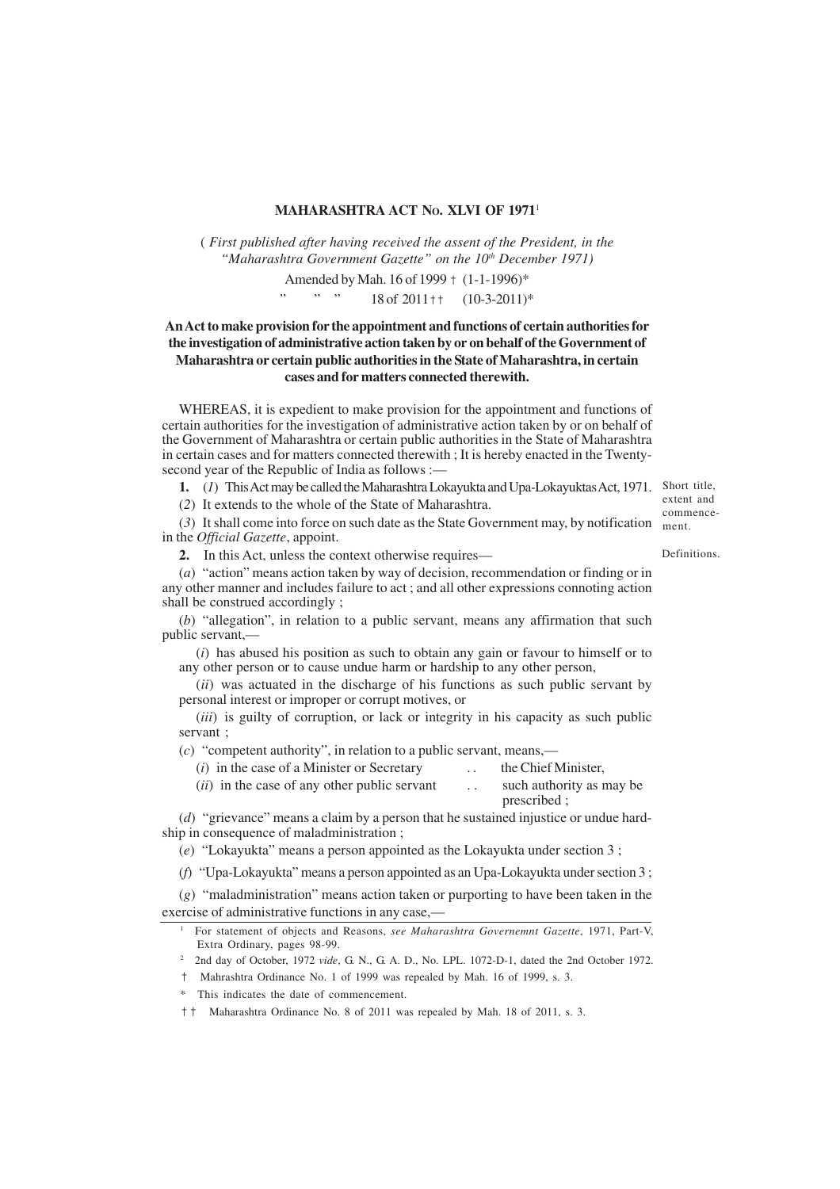# MAHARASHTRA ACT No. XLVI OF 1971[1]

( *First published after having received the assent of the President, in the "Maharashtra Government Gazette" on the 10th December 1971)*

Amended by Mah. 16 of 1999 † (1-1-1996)*

" " " 18 of 2011†† (10-3-2011)*

**An Act to make provision for the appointment and functions of certain authorities for the investigation of administrative action taken by or on behalf of the Government of Maharashtra or certain public authorities in the State of Maharashtra, in certain cases and for matters connected therewith.**

WHEREAS, it is expedient to make provision for the appointment and functions of certain authorities for the investigation of administrative action taken by or on behalf of the Government of Maharashtra or certain public authorities in the State of Maharashtra in certain cases and for matters connected therewith ; It is hereby enacted in the Twenty-second year of the Republic of India as follows :—

Short title, extent and commencement.

**1.** (*1*) This Act may be called the Maharashtra Lokayukta and Upa-Lokayuktas Act, 1971.

(*2*) It extends to the whole of the State of Maharashtra.

(*3*) It shall come into force on such date as the State Government may, by notification in the *Official Gazette*, appoint.

Definitions.

**2.** In this Act, unless the context otherwise requires—

(*a*) "action" means action taken by way of decision, recommendation or finding or in any other manner and includes failure to act ; and all other expressions connoting action shall be construed accordingly ;

(*b*) "allegation", in relation to a public servant, means any affirmation that such public servant,—

(*i*) has abused his position as such to obtain any gain or favour to himself or to any other person or to cause undue harm or hardship to any other person,

(*ii*) was actuated in the discharge of his functions as such public servant by personal interest or improper or corrupt motives, or

(*iii*) is guilty of corruption, or lack or integrity in his capacity as such public servant ;

(*c*) "competent authority", in relation to a public servant, means,—

(*i*) in the case of a Minister or Secretary .. the Chief Minister,

(*ii*) in the case of any other public servant .. such authority as may be prescribed ;

(*d*) "grievance" means a claim by a person that he sustained injustice or undue hardship in consequence of maladministration ;

(*e*) "Lokayukta" means a person appointed as the Lokayukta under section 3 ;

(*f*) "Upa-Lokayukta" means a person appointed as an Upa-Lokayukta under section 3 ;

(*g*) "maladministration" means action taken or purporting to have been taken in the exercise of administrative functions in any case,—

---

[1] For statement of objects and Reasons, *see Maharashtra Governemnt Gazette*, 1971, Part-V, Extra Ordinary, pages 98-99.

[2] 2nd day of October, 1972 *vide*, G. N., G. A. D., No. LPL. 1072-D-1, dated the 2nd October 1972.

† Mahrashtra Ordinance No. 1 of 1999 was repealed by Mah. 16 of 1999, s. 3.

\* This indicates the date of commencement.

†† Maharashtra Ordinance No. 8 of 2011 was repealed by Mah. 18 of 2011, s. 3.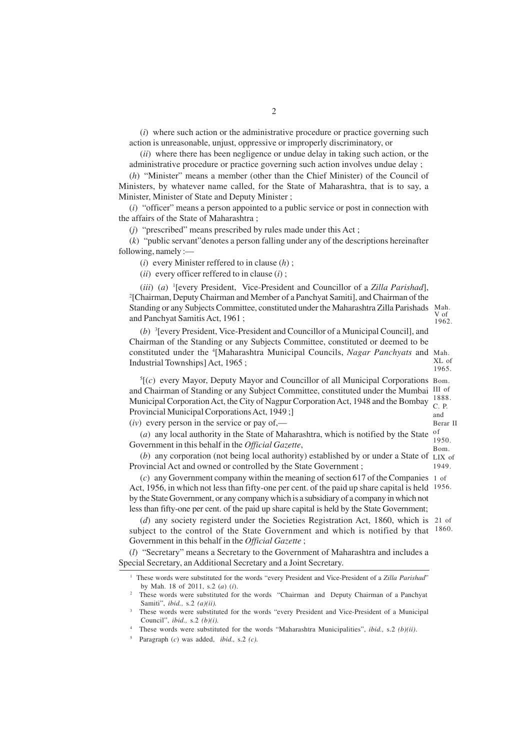(*i*) where such action or the administrative procedure or practice governing such action is unreasonable, unjust, oppressive or improperly discriminatory, or

(*ii*) where there has been negligence or undue delay in taking such action, or the administrative procedure or practice governing such action involves undue delay ;

(*h*) "Minister" means a member (other than the Chief Minister) of the Council of Ministers, by whatever name called, for the State of Maharashtra, that is to say, a Minister, Minister of State and Deputy Minister ;

(*i*) "officer" means a person appointed to a public service or post in connection with the affairs of the State of Maharashtra ;

(*j*) "prescribed" means prescribed by rules made under this Act ;

(*k*) "public servant"denotes a person falling under any of the descriptions hereinafter following, namely :—

(*i*) every Minister reffered to in clause (*h*) ;

(*ii*) every officer reffered to in clause (*i*) ;

(*iii*) (*a*) [1][every President, Vice-President and Councillor of a *Zilla Parishad*], [2][Chairman, Deputy Chairman and Member of a Panchyat Samiti], and Chairman of the Standing or any Subjects Committee, constituted under the Maharashtra Zilla Parishads and Panchyat Samitis Act, 1961 ; Mah. V of 1962.

(*b*) [3][every President, Vice-President and Councillor of a Municipal Council], and Chairman of the Standing or any Subjects Committee, constituted or deemed to be constituted under the [4][Maharashtra Municipal Councils, *Nagar Panchyats* and Industrial Townships] Act, 1965 ; Mah. XL of 1965.

[5][(*c*) every Mayor, Deputy Mayor and Councillor of all Municipal Corporations and Chairman of Standing or any Subject Committee, constituted under the Mumbai Municipal Corporation Act, the City of Nagpur Corporation Act, 1948 and the Bombay Provincial Municipal Corporations Act, 1949 ;] Bom. III of 1888. C. P. and Berar II of 1950. Bom. LIX of 1949.

(*iv*) every person in the service or pay of,—

(*a*) any local authority in the State of Maharashtra, which is notified by the State Government in this behalf in the *Official Gazette*,

(*b*) any corporation (not being local authority) established by or under a State of Provincial Act and owned or controlled by the State Government ;

(*c*) any Government company within the meaning of section 617 of the Companies Act, 1956, in which not less than fifty-one per cent. of the paid up share capital is held by the State Government, or any company which is a subsidiary of a company in which not less than fifty-one per cent. of the paid up share capital is held by the State Government; 1 of 1956.

(*d*) any society registerd under the Societies Registration Act, 1860, which is subject to the control of the State Government and which is notified by that Government in this behalf in the *Official Gazette* ; 21 of 1860.

(*l*) "Secretary" means a Secretary to the Government of Maharashtra and includes a Special Secretary, an Additional Secretary and a Joint Secretary.

---

[1] These words were substituted for the words "every President and Vice-President of a *Zilla Parishad*" by Mah. 18 of 2011, s.2 (*a*) (*i*).

[2] These words were substituted for the words "Chairman and Deputy Chairman of a Panchyat Samiti", *ibid.,* s.2 *(a)(ii).*

[3] These words were substituted for the words "every President and Vice-President of a Municipal Council", *ibid.,* s.2 *(b)(i).*

[4] These words were substituted for the words "Maharashtra Municipalities", *ibid.,* s.2 *(b)(ii).*

[5] Paragraph (*c*) was added, *ibid.,* s.2 *(c).*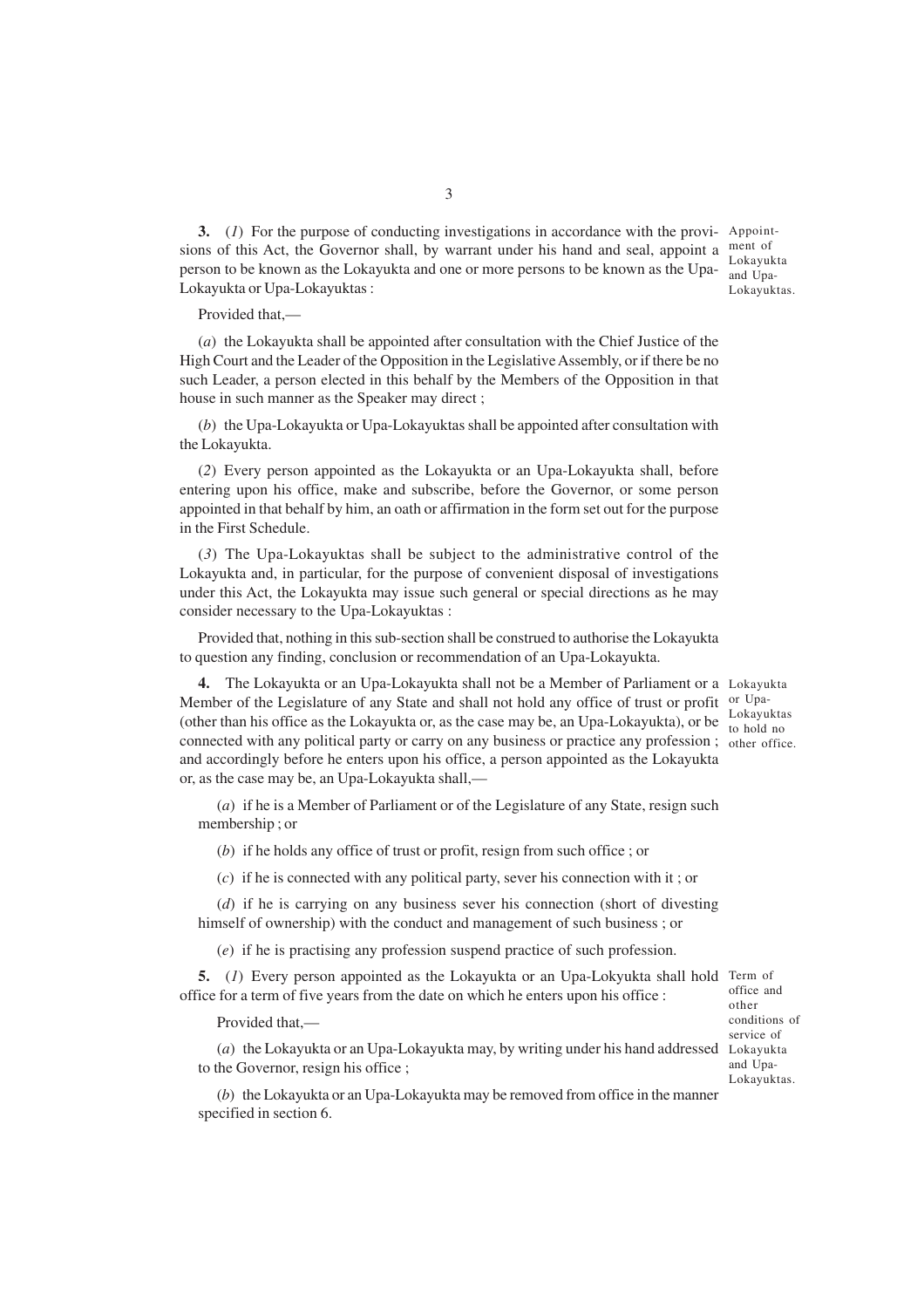**3.** (*1*) For the purpose of conducting investigations in accordance with the provisions of this Act, the Governor shall, by warrant under his hand and seal, appoint a person to be known as the Lokayukta and one or more persons to be known as the Upa-Lokayukta or Upa-Lokayuktas :

Appointment of Lokayukta and Upa-Lokayuktas.

Provided that,—

(*a*) the Lokayukta shall be appointed after consultation with the Chief Justice of the High Court and the Leader of the Opposition in the Legislative Assembly, or if there be no such Leader, a person elected in this behalf by the Members of the Opposition in that house in such manner as the Speaker may direct ;

(*b*) the Upa-Lokayukta or Upa-Lokayuktas shall be appointed after consultation with the Lokayukta.

(*2*) Every person appointed as the Lokayukta or an Upa-Lokayukta shall, before entering upon his office, make and subscribe, before the Governor, or some person appointed in that behalf by him, an oath or affirmation in the form set out for the purpose in the First Schedule.

(*3*) The Upa-Lokayuktas shall be subject to the administrative control of the Lokayukta and, in particular, for the purpose of convenient disposal of investigations under this Act, the Lokayukta may issue such general or special directions as he may consider necessary to the Upa-Lokayuktas :

Provided that, nothing in this sub-section shall be construed to authorise the Lokayukta to question any finding, conclusion or recommendation of an Upa-Lokayukta.

**4.** The Lokayukta or an Upa-Lokayukta shall not be a Member of Parliament or a Member of the Legislature of any State and shall not hold any office of trust or profit (other than his office as the Lokayukta or, as the case may be, an Upa-Lokayukta), or be connected with any political party or carry on any business or practice any profession ; and accordingly before he enters upon his office, a person appointed as the Lokayukta or, as the case may be, an Upa-Lokayukta shall,—

Lokayukta or Upa-Lokayuktas to hold no other office.

(*a*) if he is a Member of Parliament or of the Legislature of any State, resign such membership ; or

(*b*) if he holds any office of trust or profit, resign from such office ; or

(*c*) if he is connected with any political party, sever his connection with it ; or

(*d*) if he is carrying on any business sever his connection (short of divesting himself of ownership) with the conduct and management of such business ; or

(*e*) if he is practising any profession suspend practice of such profession.

**5.** (*1*) Every person appointed as the Lokayukta or an Upa-Lokyukta shall hold office for a term of five years from the date on which he enters upon his office :

Term of office and other conditions of service of Lokayukta and Upa-Lokayuktas.

Provided that,—

(*a*) the Lokayukta or an Upa-Lokayukta may, by writing under his hand addressed to the Governor, resign his office ;

(*b*) the Lokayukta or an Upa-Lokayukta may be removed from office in the manner specified in section 6.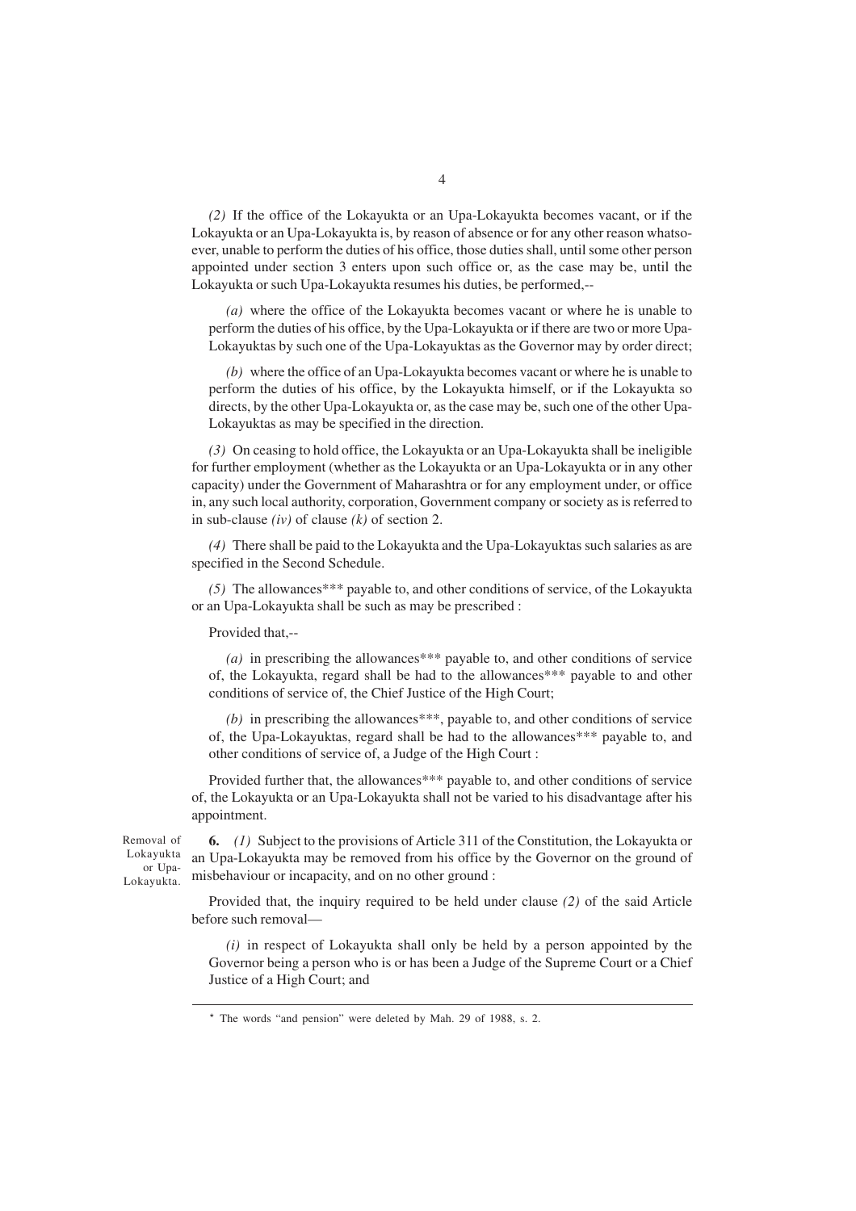*(2)* If the office of the Lokayukta or an Upa-Lokayukta becomes vacant, or if the Lokayukta or an Upa-Lokayukta is, by reason of absence or for any other reason whatsoever, unable to perform the duties of his office, those duties shall, until some other person appointed under section 3 enters upon such office or, as the case may be, until the Lokayukta or such Upa-Lokayukta resumes his duties, be performed,--

*(a)* where the office of the Lokayukta becomes vacant or where he is unable to perform the duties of his office, by the Upa-Lokayukta or if there are two or more Upa-Lokayuktas by such one of the Upa-Lokayuktas as the Governor may by order direct;

*(b)* where the office of an Upa-Lokayukta becomes vacant or where he is unable to perform the duties of his office, by the Lokayukta himself, or if the Lokayukta so directs, by the other Upa-Lokayukta or, as the case may be, such one of the other Upa-Lokayuktas as may be specified in the direction.

*(3)* On ceasing to hold office, the Lokayukta or an Upa-Lokayukta shall be ineligible for further employment (whether as the Lokayukta or an Upa-Lokayukta or in any other capacity) under the Government of Maharashtra or for any employment under, or office in, any such local authority, corporation, Government company or society as is referred to in sub-clause *(iv)* of clause *(k)* of section 2.

*(4)* There shall be paid to the Lokayukta and the Upa-Lokayuktas such salaries as are specified in the Second Schedule.

*(5)* The allowances*** payable to, and other conditions of service, of the Lokayukta or an Upa-Lokayukta shall be such as may be prescribed :

Provided that,--

*(a)* in prescribing the allowances*** payable to, and other conditions of service of, the Lokayukta, regard shall be had to the allowances*** payable to and other conditions of service of, the Chief Justice of the High Court;

*(b)* in prescribing the allowances***, payable to, and other conditions of service of, the Upa-Lokayuktas, regard shall be had to the allowances*** payable to, and other conditions of service of, a Judge of the High Court :

Provided further that, the allowances*** payable to, and other conditions of service of, the Lokayukta or an Upa-Lokayukta shall not be varied to his disadvantage after his appointment.

Removal of Lokayukta or Upa-Lokayukta.

**6.** *(1)* Subject to the provisions of Article 311 of the Constitution, the Lokayukta or an Upa-Lokayukta may be removed from his office by the Governor on the ground of misbehaviour or incapacity, and on no other ground :

Provided that, the inquiry required to be held under clause *(2)* of the said Article before such removal—

*(i)* in respect of Lokayukta shall only be held by a person appointed by the Governor being a person who is or has been a Judge of the Supreme Court or a Chief Justice of a High Court; and

---

* The words "and pension" were deleted by Mah. 29 of 1988, s. 2.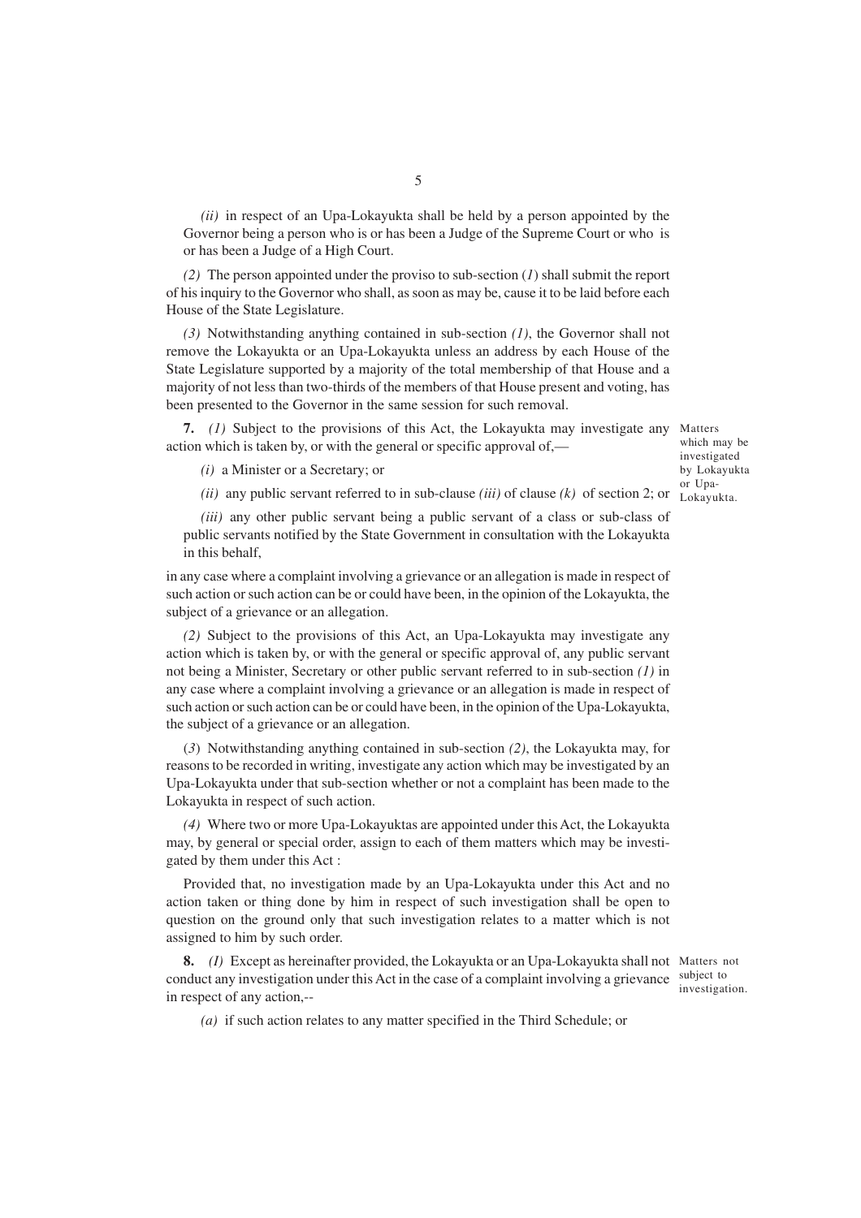*(ii)* in respect of an Upa-Lokayukta shall be held by a person appointed by the Governor being a person who is or has been a Judge of the Supreme Court or who is or has been a Judge of a High Court.

*(2)* The person appointed under the proviso to sub-section (*1*) shall submit the report of his inquiry to the Governor who shall, as soon as may be, cause it to be laid before each House of the State Legislature.

*(3)* Notwithstanding anything contained in sub-section *(1)*, the Governor shall not remove the Lokayukta or an Upa-Lokayukta unless an address by each House of the State Legislature supported by a majority of the total membership of that House and a majority of not less than two-thirds of the members of that House present and voting, has been presented to the Governor in the same session for such removal.

Matters which may be investigated by Lokayukta or Upa-Lokayukta.

**7.** *(1)* Subject to the provisions of this Act, the Lokayukta may investigate any action which is taken by, or with the general or specific approval of,—

*(i)* a Minister or a Secretary; or

*(ii)* any public servant referred to in sub-clause *(iii)* of clause *(k)* of section 2; or

*(iii)* any other public servant being a public servant of a class or sub-class of public servants notified by the State Government in consultation with the Lokayukta in this behalf,

in any case where a complaint involving a grievance or an allegation is made in respect of such action or such action can be or could have been, in the opinion of the Lokayukta, the subject of a grievance or an allegation.

*(2)* Subject to the provisions of this Act, an Upa-Lokayukta may investigate any action which is taken by, or with the general or specific approval of, any public servant not being a Minister, Secretary or other public servant referred to in sub-section *(1)* in any case where a complaint involving a grievance or an allegation is made in respect of such action or such action can be or could have been, in the opinion of the Upa-Lokayukta, the subject of a grievance or an allegation.

(*3*) Notwithstanding anything contained in sub-section *(2)*, the Lokayukta may, for reasons to be recorded in writing, investigate any action which may be investigated by an Upa-Lokayukta under that sub-section whether or not a complaint has been made to the Lokayukta in respect of such action.

*(4)* Where two or more Upa-Lokayuktas are appointed under this Act, the Lokayukta may, by general or special order, assign to each of them matters which may be investigated by them under this Act :

Provided that, no investigation made by an Upa-Lokayukta under this Act and no action taken or thing done by him in respect of such investigation shall be open to question on the ground only that such investigation relates to a matter which is not assigned to him by such order.

Matters not subject to investigation.

**8.** *(1)* Except as hereinafter provided, the Lokayukta or an Upa-Lokayukta shall not conduct any investigation under this Act in the case of a complaint involving a grievance in respect of any action,--

*(a)* if such action relates to any matter specified in the Third Schedule; or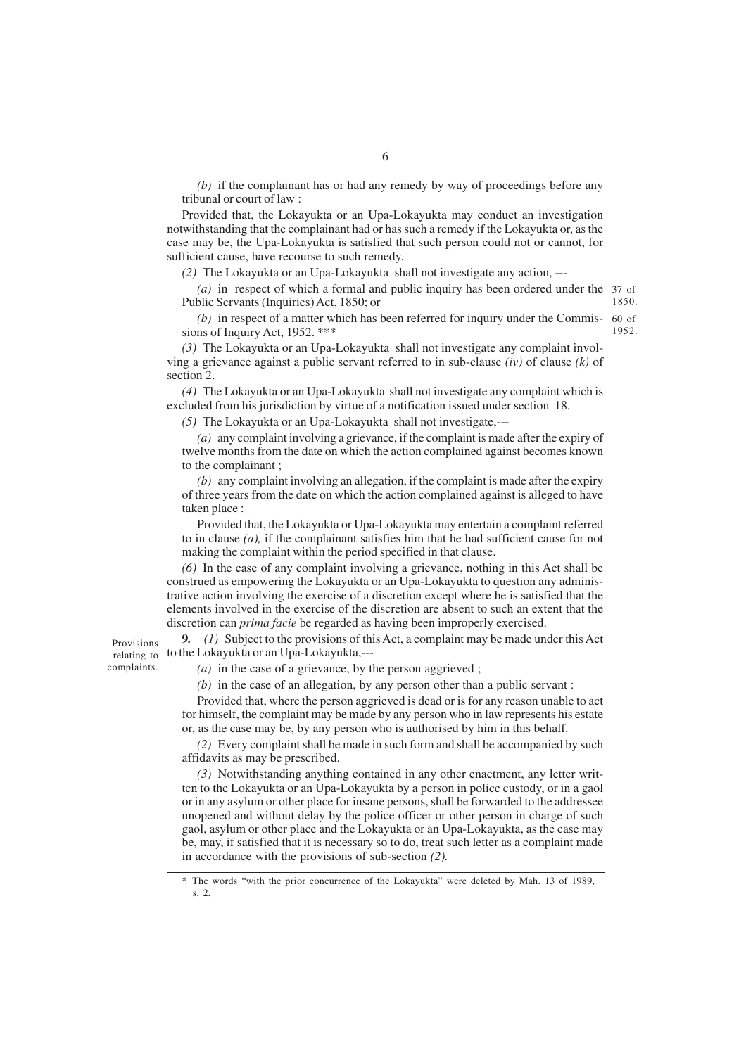*(b)* if the complainant has or had any remedy by way of proceedings before any tribunal or court of law :

Provided that, the Lokayukta or an Upa-Lokayukta may conduct an investigation notwithstanding that the complainant had or has such a remedy if the Lokayukta or, as the case may be, the Upa-Lokayukta is satisfied that such person could not or cannot, for sufficient cause, have recourse to such remedy.

*(2)* The Lokayukta or an Upa-Lokayukta shall not investigate any action, ---

*(a)* in respect of which a formal and public inquiry has been ordered under the Public Servants (Inquiries) Act, 1850; or (37 of 1850.)

*(b)* in respect of a matter which has been referred for inquiry under the Commissions of Inquiry Act, 1952. *** (60 of 1952.)

*(3)* The Lokayukta or an Upa-Lokayukta shall not investigate any complaint involving a grievance against a public servant referred to in sub-clause *(iv)* of clause *(k)* of section 2.

*(4)* The Lokayukta or an Upa-Lokayukta shall not investigate any complaint which is excluded from his jurisdiction by virtue of a notification issued under section 18.

*(5)* The Lokayukta or an Upa-Lokayukta shall not investigate,---

*(a)* any complaint involving a grievance, if the complaint is made after the expiry of twelve months from the date on which the action complained against becomes known to the complainant ;

*(b)* any complaint involving an allegation, if the complaint is made after the expiry of three years from the date on which the action complained against is alleged to have taken place :

Provided that, the Lokayukta or Upa-Lokayukta may entertain a complaint referred to in clause *(a),* if the complainant satisfies him that he had sufficient cause for not making the complaint within the period specified in that clause.

*(6)* In the case of any complaint involving a grievance, nothing in this Act shall be construed as empowering the Lokayukta or an Upa-Lokayukta to question any administrative action involving the exercise of a discretion except where he is satisfied that the elements involved in the exercise of the discretion are absent to such an extent that the discretion can *prima facie* be regarded as having been improperly exercised.

Provisions relating to complaints.

**9.** *(1)* Subject to the provisions of this Act, a complaint may be made under this Act to the Lokayukta or an Upa-Lokayukta,---

*(a)* in the case of a grievance, by the person aggrieved ;

*(b)* in the case of an allegation, by any person other than a public servant :

Provided that, where the person aggrieved is dead or is for any reason unable to act for himself, the complaint may be made by any person who in law represents his estate or, as the case may be, by any person who is authorised by him in this behalf.

*(2)* Every complaint shall be made in such form and shall be accompanied by such affidavits as may be prescribed.

*(3)* Notwithstanding anything contained in any other enactment, any letter written to the Lokayukta or an Upa-Lokayukta by a person in police custody, or in a gaol or in any asylum or other place for insane persons, shall be forwarded to the addressee unopened and without delay by the police officer or other person in charge of such gaol, asylum or other place and the Lokayukta or an Upa-Lokayukta, as the case may be, may, if satisfied that it is necessary so to do, treat such letter as a complaint made in accordance with the provisions of sub-section *(2).*

---

\* The words "with the prior concurrence of the Lokayukta" were deleted by Mah. 13 of 1989, s. 2.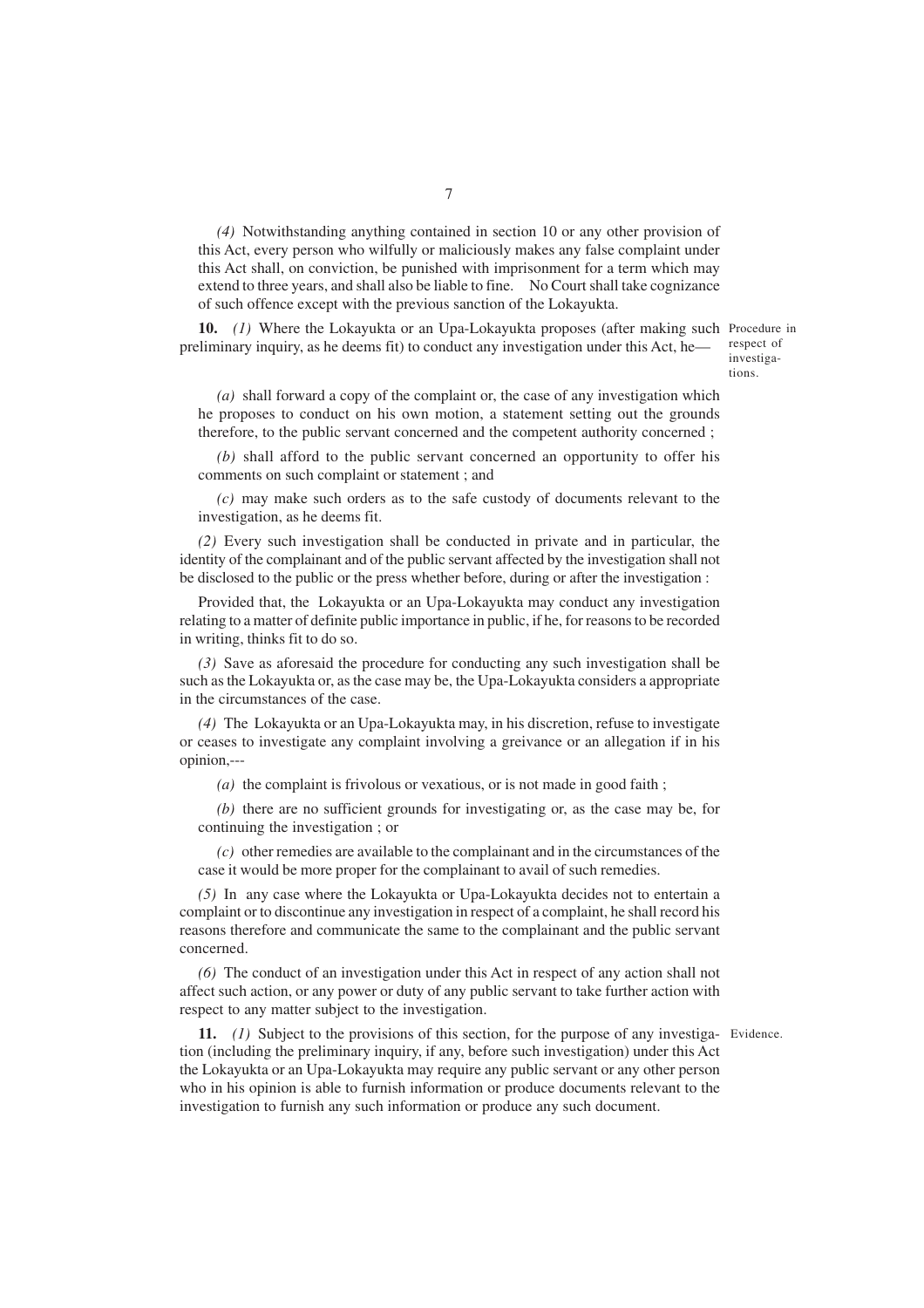*(4)* Notwithstanding anything contained in section 10 or any other provision of this Act, every person who wilfully or maliciously makes any false complaint under this Act shall, on conviction, be punished with imprisonment for a term which may extend to three years, and shall also be liable to fine. No Court shall take cognizance of such offence except with the previous sanction of the Lokayukta.

Procedure in respect of investigations.

**10.** *(1)* Where the Lokayukta or an Upa-Lokayukta proposes (after making such preliminary inquiry, as he deems fit) to conduct any investigation under this Act, he—

*(a)* shall forward a copy of the complaint or, the case of any investigation which he proposes to conduct on his own motion, a statement setting out the grounds therefore, to the public servant concerned and the competent authority concerned ;

*(b)* shall afford to the public servant concerned an opportunity to offer his comments on such complaint or statement ; and

*(c)* may make such orders as to the safe custody of documents relevant to the investigation, as he deems fit.

*(2)* Every such investigation shall be conducted in private and in particular, the identity of the complainant and of the public servant affected by the investigation shall not be disclosed to the public or the press whether before, during or after the investigation :

Provided that, the Lokayukta or an Upa-Lokayukta may conduct any investigation relating to a matter of definite public importance in public, if he, for reasons to be recorded in writing, thinks fit to do so.

*(3)* Save as aforesaid the procedure for conducting any such investigation shall be such as the Lokayukta or, as the case may be, the Upa-Lokayukta considers a appropriate in the circumstances of the case.

*(4)* The Lokayukta or an Upa-Lokayukta may, in his discretion, refuse to investigate or ceases to investigate any complaint involving a greivance or an allegation if in his opinion,---

*(a)* the complaint is frivolous or vexatious, or is not made in good faith ;

*(b)* there are no sufficient grounds for investigating or, as the case may be, for continuing the investigation ; or

*(c)* other remedies are available to the complainant and in the circumstances of the case it would be more proper for the complainant to avail of such remedies.

*(5)* In any case where the Lokayukta or Upa-Lokayukta decides not to entertain a complaint or to discontinue any investigation in respect of a complaint, he shall record his reasons therefore and communicate the same to the complainant and the public servant concerned.

*(6)* The conduct of an investigation under this Act in respect of any action shall not affect such action, or any power or duty of any public servant to take further action with respect to any matter subject to the investigation.

Evidence.

**11.** *(1)* Subject to the provisions of this section, for the purpose of any investigation (including the preliminary inquiry, if any, before such investigation) under this Act the Lokayukta or an Upa-Lokayukta may require any public servant or any other person who in his opinion is able to furnish information or produce documents relevant to the investigation to furnish any such information or produce any such document.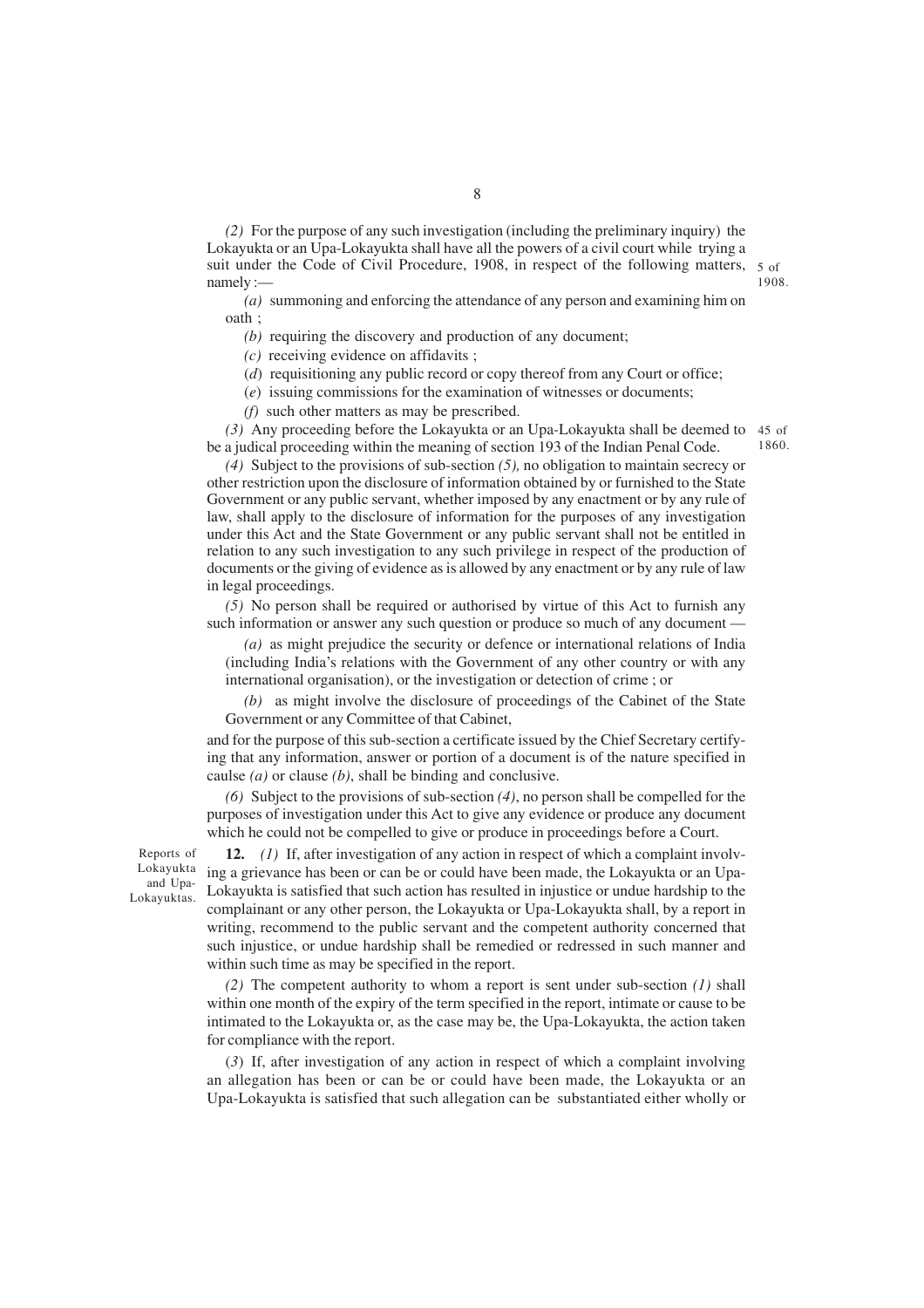*(2)* For the purpose of any such investigation (including the preliminary inquiry) the Lokayukta or an Upa-Lokayukta shall have all the powers of a civil court while trying a suit under the Code of Civil Procedure, 1908, in respect of the following matters, namely :— 5 of 1908.

*(a)* summoning and enforcing the attendance of any person and examining him on oath ;

*(b)* requiring the discovery and production of any document;

*(c)* receiving evidence on affidavits ;

(*d*) requisitioning any public record or copy thereof from any Court or office;

(*e*) issuing commissions for the examination of witnesses or documents;

*(f)* such other matters as may be prescribed.

*(3)* Any proceeding before the Lokayukta or an Upa-Lokayukta shall be deemed to be a judical proceeding within the meaning of section 193 of the Indian Penal Code. 45 of 1860.

*(4)* Subject to the provisions of sub-section *(5),* no obligation to maintain secrecy or other restriction upon the disclosure of information obtained by or furnished to the State Government or any public servant, whether imposed by any enactment or by any rule of law, shall apply to the disclosure of information for the purposes of any investigation under this Act and the State Government or any public servant shall not be entitled in relation to any such investigation to any such privilege in respect of the production of documents or the giving of evidence as is allowed by any enactment or by any rule of law in legal proceedings.

*(5)* No person shall be required or authorised by virtue of this Act to furnish any such information or answer any such question or produce so much of any document —

*(a)* as might prejudice the security or defence or international relations of India (including India's relations with the Government of any other country or with any international organisation), or the investigation or detection of crime ; or

*(b)* as might involve the disclosure of proceedings of the Cabinet of the State Government or any Committee of that Cabinet,

and for the purpose of this sub-section a certificate issued by the Chief Secretary certifying that any information, answer or portion of a document is of the nature specified in caulse *(a)* or clause *(b)*, shall be binding and conclusive.

*(6)* Subject to the provisions of sub-section *(4)*, no person shall be compelled for the purposes of investigation under this Act to give any evidence or produce any document which he could not be compelled to give or produce in proceedings before a Court.

Reports of Lokayukta and Upa-Lokayuktas.

**12.** *(1)* If, after investigation of any action in respect of which a complaint involving a grievance has been or can be or could have been made, the Lokayukta or an Upa-Lokayukta is satisfied that such action has resulted in injustice or undue hardship to the complainant or any other person, the Lokayukta or Upa-Lokayukta shall, by a report in writing, recommend to the public servant and the competent authority concerned that such injustice, or undue hardship shall be remedied or redressed in such manner and within such time as may be specified in the report.

*(2)* The competent authority to whom a report is sent under sub-section *(1)* shall within one month of the expiry of the term specified in the report, intimate or cause to be intimated to the Lokayukta or, as the case may be, the Upa-Lokayukta, the action taken for compliance with the report.

(*3*) If, after investigation of any action in respect of which a complaint involving an allegation has been or can be or could have been made, the Lokayukta or an Upa-Lokayukta is satisfied that such allegation can be substantiated either wholly or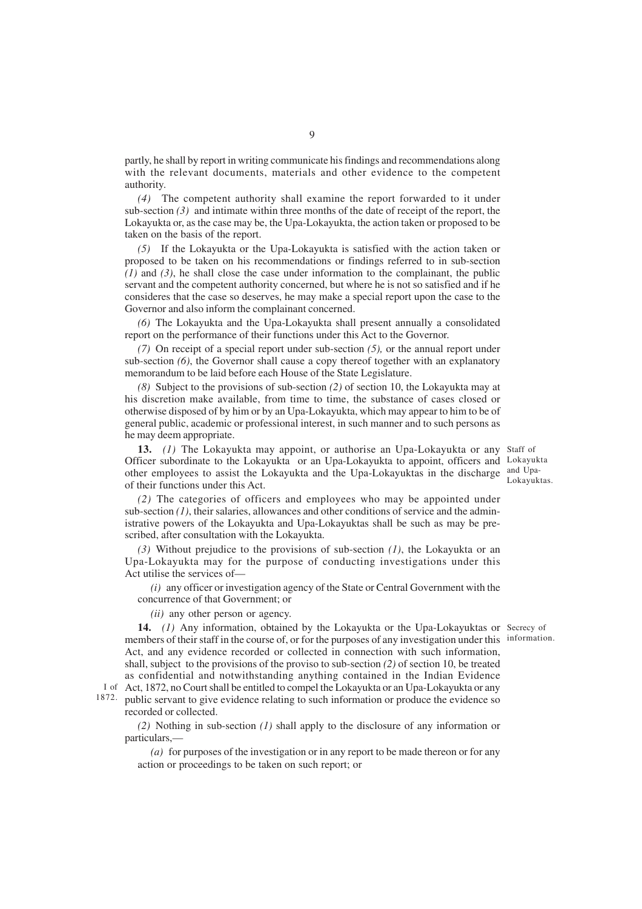partly, he shall by report in writing communicate his findings and recommendations along with the relevant documents, materials and other evidence to the competent authority.

*(4)* The competent authority shall examine the report forwarded to it under sub-section *(3)* and intimate within three months of the date of receipt of the report, the Lokayukta or, as the case may be, the Upa-Lokayukta, the action taken or proposed to be taken on the basis of the report.

*(5)* If the Lokayukta or the Upa-Lokayukta is satisfied with the action taken or proposed to be taken on his recommendations or findings referred to in sub-section *(1)* and *(3)*, he shall close the case under information to the complainant, the public servant and the competent authority concerned, but where he is not so satisfied and if he consideres that the case so deserves, he may make a special report upon the case to the Governor and also inform the complainant concerned.

*(6)* The Lokayukta and the Upa-Lokayukta shall present annually a consolidated report on the performance of their functions under this Act to the Governor.

*(7)* On receipt of a special report under sub-section *(5),* or the annual report under sub-section *(6)*, the Governor shall cause a copy thereof together with an explanatory memorandum to be laid before each House of the State Legislature.

*(8)* Subject to the provisions of sub-section *(2)* of section 10, the Lokayukta may at his discretion make available, from time to time, the substance of cases closed or otherwise disposed of by him or by an Upa-Lokayukta, which may appear to him to be of general public, academic or professional interest, in such manner and to such persons as he may deem appropriate.

Staff of Lokayukta and Upa-Lokayuktas.

**13.** *(1)* The Lokayukta may appoint, or authorise an Upa-Lokayukta or any Officer subordinate to the Lokayukta or an Upa-Lokayukta to appoint, officers and other employees to assist the Lokayukta and the Upa-Lokayuktas in the discharge of their functions under this Act.

*(2)* The categories of officers and employees who may be appointed under sub-section *(1)*, their salaries, allowances and other conditions of service and the administrative powers of the Lokayukta and Upa-Lokayuktas shall be such as may be prescribed, after consultation with the Lokayukta.

*(3)* Without prejudice to the provisions of sub-section *(1)*, the Lokayukta or an Upa-Lokayukta may for the purpose of conducting investigations under this Act utilise the services of—

*(i)* any officer or investigation agency of the State or Central Government with the concurrence of that Government; or

*(ii)* any other person or agency.

Secrecy of information.

**14.** *(1)* Any information, obtained by the Lokayukta or the Upa-Lokayuktas or members of their staff in the course of, or for the purposes of any investigation under this Act, and any evidence recorded or collected in connection with such information, shall, subject to the provisions of the proviso to sub-section *(2)* of section 10, be treated as confidential and notwithstanding anything contained in the Indian Evidence Act, 1872, no Court shall be entitled to compel the Lokayukta or an Upa-Lokayukta or any public servant to give evidence relating to such information or produce the evidence so recorded or collected.

I of 1872.

*(2)* Nothing in sub-section *(1)* shall apply to the disclosure of any information or particulars,—

*(a)* for purposes of the investigation or in any report to be made thereon or for any action or proceedings to be taken on such report; or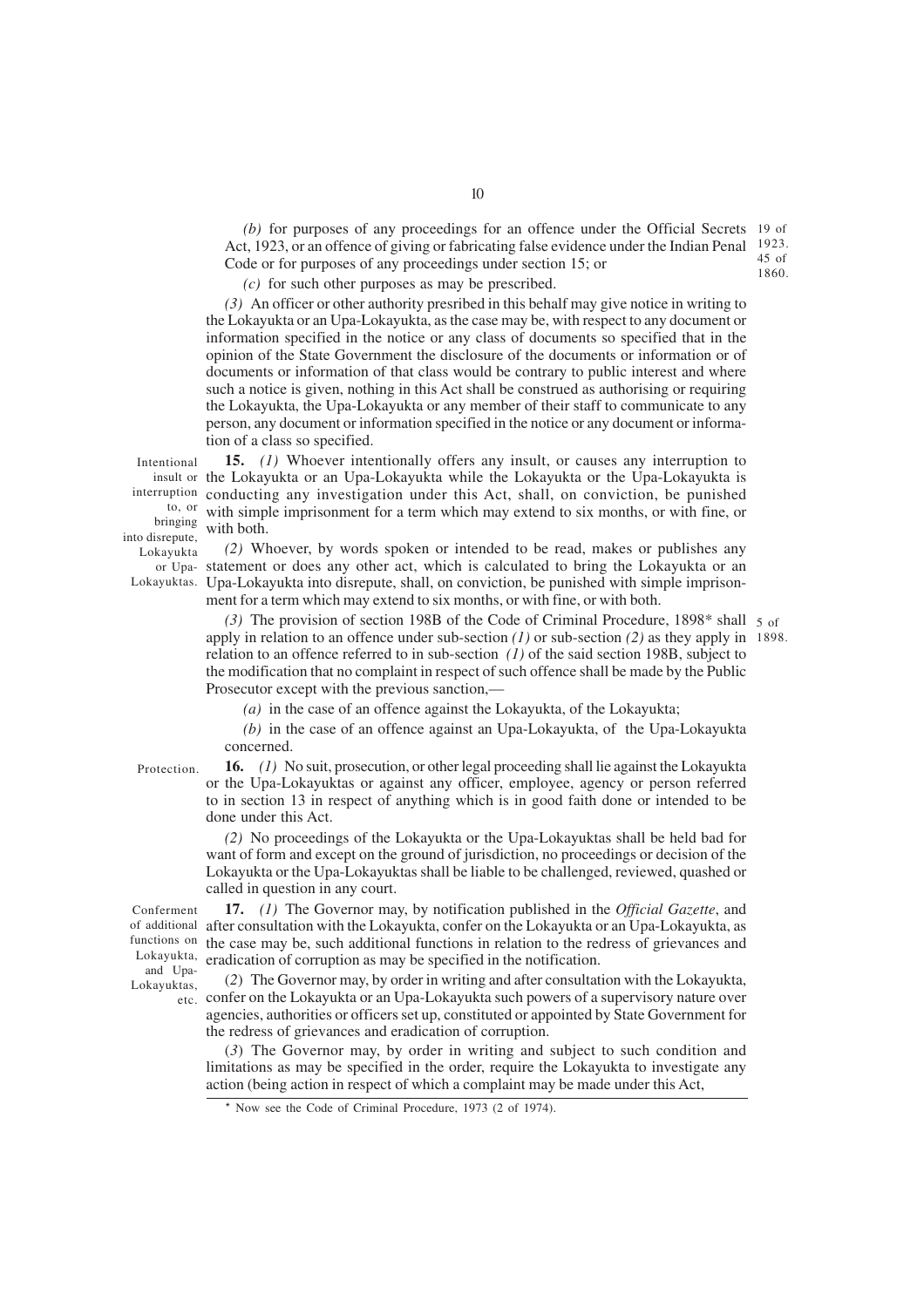*(b)* for purposes of any proceedings for an offence under the Official Secrets Act, 1923, or an offence of giving or fabricating false evidence under the Indian Penal Code or for purposes of any proceedings under section 15; or

19 of 1923.
45 of 1860.

*(c)* for such other purposes as may be prescribed.

*(3)* An officer or other authority presribed in this behalf may give notice in writing to the Lokayukta or an Upa-Lokayukta, as the case may be, with respect to any document or information specified in the notice or any class of documents so specified that in the opinion of the State Government the disclosure of the documents or information or of documents or information of that class would be contrary to public interest and where such a notice is given, nothing in this Act shall be construed as authorising or requiring the Lokayukta, the Upa-Lokayukta or any member of their staff to communicate to any person, any document or information specified in the notice or any document or information of a class so specified.

Intentional insult or interruption to, or bringing into disrepute, Lokayukta or Upa-Lokayuktas.

**15.** *(1)* Whoever intentionally offers any insult, or causes any interruption to the Lokayukta or an Upa-Lokayukta while the Lokayukta or the Upa-Lokayukta is conducting any investigation under this Act, shall, on conviction, be punished with simple imprisonment for a term which may extend to six months, or with fine, or with both.

*(2)* Whoever, by words spoken or intended to be read, makes or publishes any statement or does any other act, which is calculated to bring the Lokayukta or an Upa-Lokayukta into disrepute, shall, on conviction, be punished with simple imprisonment for a term which may extend to six months, or with fine, or with both.

*(3)* The provision of section 198B of the Code of Criminal Procedure, 1898* shall apply in relation to an offence under sub-section *(1)* or sub-section *(2)* as they apply in relation to an offence referred to in sub-section *(1)* of the said section 198B, subject to the modification that no complaint in respect of such offence shall be made by the Public Prosecutor except with the previous sanction,—

5 of 1898.

*(a)* in the case of an offence against the Lokayukta, of the Lokayukta;

*(b)* in the case of an offence against an Upa-Lokayukta, of the Upa-Lokayukta concerned.

Protection.

**16.** *(1)* No suit, prosecution, or other legal proceeding shall lie against the Lokayukta or the Upa-Lokayuktas or against any officer, employee, agency or person referred to in section 13 in respect of anything which is in good faith done or intended to be done under this Act.

*(2)* No proceedings of the Lokayukta or the Upa-Lokayuktas shall be held bad for want of form and except on the ground of jurisdiction, no proceedings or decision of the Lokayukta or the Upa-Lokayuktas shall be liable to be challenged, reviewed, quashed or called in question in any court.

Conferment of additional functions on Lokayukta, and Upa-Lokayuktas, etc.

**17.** *(1)* The Governor may, by notification published in the *Official Gazette*, and after consultation with the Lokayukta, confer on the Lokayukta or an Upa-Lokayukta, as the case may be, such additional functions in relation to the redress of grievances and eradication of corruption as may be specified in the notification.

(*2*) The Governor may, by order in writing and after consultation with the Lokayukta, confer on the Lokayukta or an Upa-Lokayukta such powers of a supervisory nature over agencies, authorities or officers set up, constituted or appointed by State Government for the redress of grievances and eradication of corruption.

(*3*) The Governor may, by order in writing and subject to such condition and limitations as may be specified in the order, require the Lokayukta to investigate any action (being action in respect of which a complaint may be made under this Act,

\* Now see the Code of Criminal Procedure, 1973 (2 of 1974).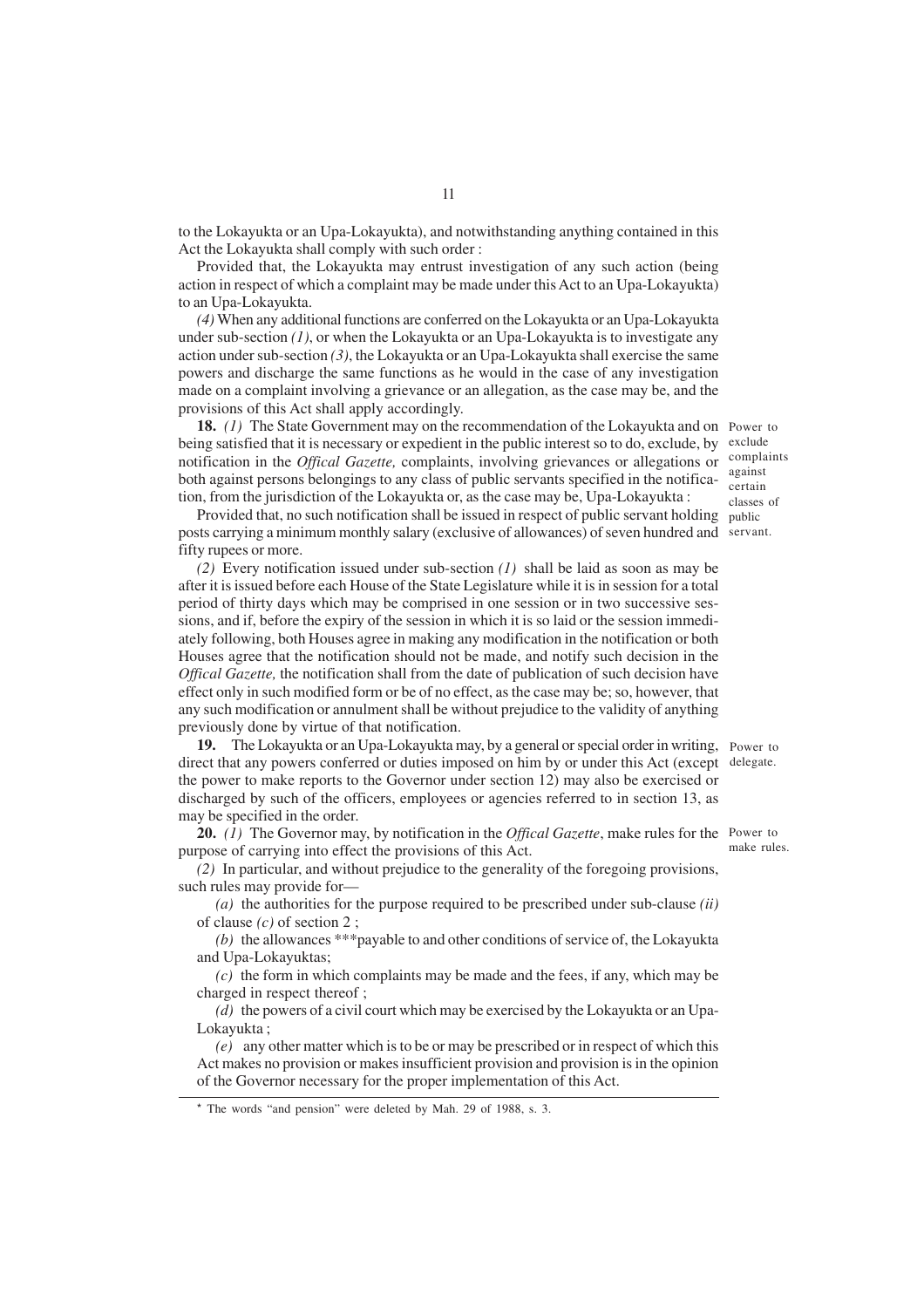to the Lokayukta or an Upa-Lokayukta), and notwithstanding anything contained in this Act the Lokayukta shall comply with such order :

Provided that, the Lokayukta may entrust investigation of any such action (being action in respect of which a complaint may be made under this Act to an Upa-Lokayukta) to an Upa-Lokayukta.

*(4)* When any additional functions are conferred on the Lokayukta or an Upa-Lokayukta under sub-section *(1)*, or when the Lokayukta or an Upa-Lokayukta is to investigate any action under sub-section *(3)*, the Lokayukta or an Upa-Lokayukta shall exercise the same powers and discharge the same functions as he would in the case of any investigation made on a complaint involving a grievance or an allegation, as the case may be, and the provisions of this Act shall apply accordingly.

Power to exclude complaints against certain classes of public servant.

**18.** *(1)* The State Government may on the recommendation of the Lokayukta and on being satisfied that it is necessary or expedient in the public interest so to do, exclude, by notification in the *Offical Gazette,* complaints, involving grievances or allegations or both against persons belongings to any class of public servants specified in the notification, from the jurisdiction of the Lokayukta or, as the case may be, Upa-Lokayukta :

Provided that, no such notification shall be issued in respect of public servant holding posts carrying a minimum monthly salary (exclusive of allowances) of seven hundred and fifty rupees or more.

*(2)* Every notification issued under sub-section *(1)* shall be laid as soon as may be after it is issued before each House of the State Legislature while it is in session for a total period of thirty days which may be comprised in one session or in two successive sessions, and if, before the expiry of the session in which it is so laid or the session immediately following, both Houses agree in making any modification in the notification or both Houses agree that the notification should not be made, and notify such decision in the *Offical Gazette,* the notification shall from the date of publication of such decision have effect only in such modified form or be of no effect, as the case may be; so, however, that any such modification or annulment shall be without prejudice to the validity of anything previously done by virtue of that notification.

Power to delegate.

**19.** The Lokayukta or an Upa-Lokayukta may, by a general or special order in writing, direct that any powers conferred or duties imposed on him by or under this Act (except the power to make reports to the Governor under section 12) may also be exercised or discharged by such of the officers, employees or agencies referred to in section 13, as may be specified in the order.

Power to make rules.

**20.** *(1)* The Governor may, by notification in the *Offical Gazette*, make rules for the purpose of carrying into effect the provisions of this Act.

*(2)* In particular, and without prejudice to the generality of the foregoing provisions, such rules may provide for—

*(a)* the authorities for the purpose required to be prescribed under sub-clause *(ii)* of clause *(c)* of section 2 ;

*(b)* the allowances ***payable to and other conditions of service of, the Lokayukta and Upa-Lokayuktas;

*(c)* the form in which complaints may be made and the fees, if any, which may be charged in respect thereof ;

*(d)* the powers of a civil court which may be exercised by the Lokayukta or an Upa-Lokayukta ;

*(e)* any other matter which is to be or may be prescribed or in respect of which this Act makes no provision or makes insufficient provision and provision is in the opinion of the Governor necessary for the proper implementation of this Act.

---

* The words "and pension" were deleted by Mah. 29 of 1988, s. 3.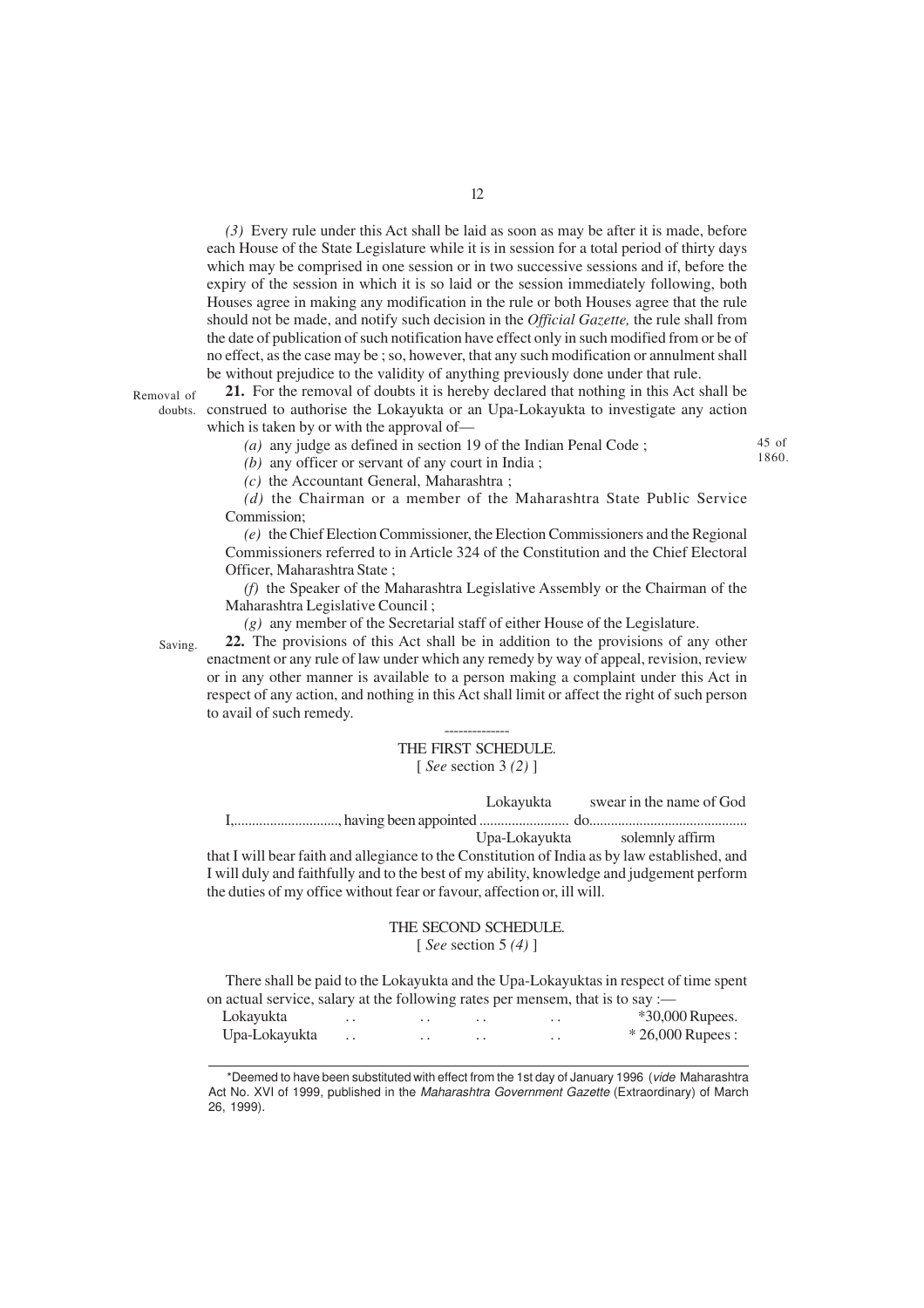*(3)* Every rule under this Act shall be laid as soon as may be after it is made, before each House of the State Legislature while it is in session for a total period of thirty days which may be comprised in one session or in two successive sessions and if, before the expiry of the session in which it is so laid or the session immediately following, both Houses agree in making any modification in the rule or both Houses agree that the rule should not be made, and notify such decision in the *Official Gazette,* the rule shall from the date of publication of such notification have effect only in such modified from or be of no effect, as the case may be ; so, however, that any such modification or annulment shall be without prejudice to the validity of anything previously done under that rule.

Removal of doubts.

**21.** For the removal of doubts it is hereby declared that nothing in this Act shall be construed to authorise the Lokayukta or an Upa-Lokayukta to investigate any action which is taken by or with the approval of—

*(a)* any judge as defined in section 19 of the Indian Penal Code ; (45 of 1860.)

*(b)* any officer or servant of any court in India ;

*(c)* the Accountant General, Maharashtra ;

*(d)* the Chairman or a member of the Maharashtra State Public Service Commission;

*(e)* the Chief Election Commissioner, the Election Commissioners and the Regional Commissioners referred to in Article 324 of the Constitution and the Chief Electoral Officer, Maharashtra State ;

*(f)* the Speaker of the Maharashtra Legislative Assembly or the Chairman of the Maharashtra Legislative Council ;

*(g)* any member of the Secretarial staff of either House of the Legislature.

Saving.

**22.** The provisions of this Act shall be in addition to the provisions of any other enactment or any rule of law under which any remedy by way of appeal, revision, review or in any other manner is available to a person making a complaint under this Act in respect of any action, and nothing in this Act shall limit or affect the right of such person to avail of such remedy.

--------------

## THE FIRST SCHEDULE.

[ *See* section 3 *(2)* ]

I,.............................., having been appointed ......................... Lokayukta / Upa-Lokayukta do........................................... swear in the name of God / solemnly affirm that I will bear faith and allegiance to the Constitution of India as by law established, and I will duly and faithfully and to the best of my ability, knowledge and judgement perform the duties of my office without fear or favour, affection or, ill will.

## THE SECOND SCHEDULE.

[ *See* section 5 *(4)* ]

There shall be paid to the Lokayukta and the Upa-Lokayuktas in respect of time spent on actual service, salary at the following rates per mensem, that is to say :—

| | |
|---|---|
| Lokayukta .. .. .. .. | *30,000 Rupees. |
| Upa-Lokayukta .. .. .. .. | * 26,000 Rupees : |

*Deemed to have been substituted with effect from the 1st day of January 1996 (*vide* Maharashtra Act No. XVI of 1999, published in the *Maharashtra Government Gazette* (Extraordinary) of March 26, 1999).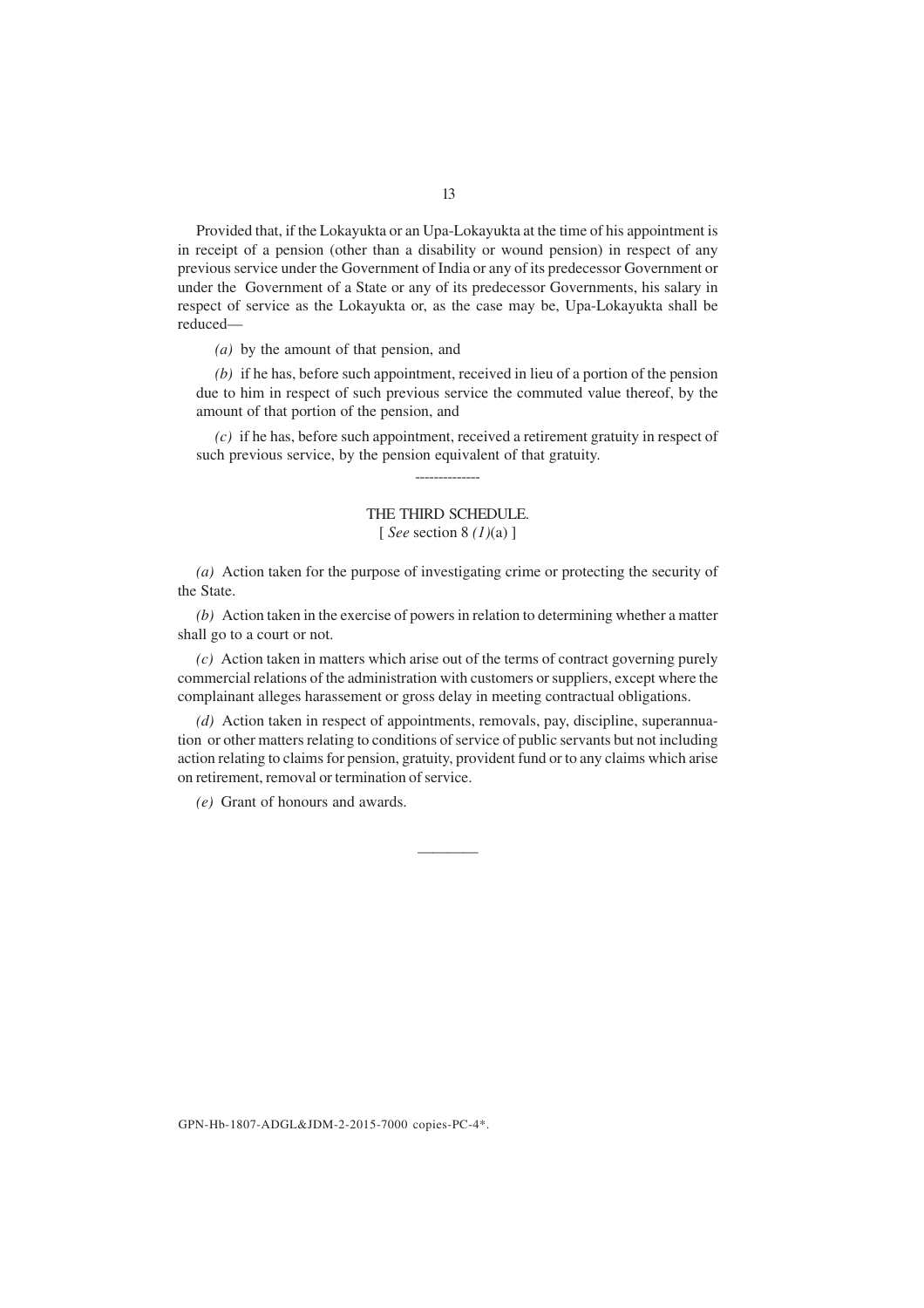Provided that, if the Lokayukta or an Upa-Lokayukta at the time of his appointment is in receipt of a pension (other than a disability or wound pension) in respect of any previous service under the Government of India or any of its predecessor Government or under the Government of a State or any of its predecessor Governments, his salary in respect of service as the Lokayukta or, as the case may be, Upa-Lokayukta shall be reduced—

*(a)* by the amount of that pension, and

*(b)* if he has, before such appointment, received in lieu of a portion of the pension due to him in respect of such previous service the commuted value thereof, by the amount of that portion of the pension, and

*(c)* if he has, before such appointment, received a retirement gratuity in respect of such previous service, by the pension equivalent of that gratuity.

-------------

## THE THIRD SCHEDULE.

[ *See* section 8 *(1)*(a) ]

*(a)* Action taken for the purpose of investigating crime or protecting the security of the State.

*(b)* Action taken in the exercise of powers in relation to determining whether a matter shall go to a court or not.

*(c)* Action taken in matters which arise out of the terms of contract governing purely commercial relations of the administration with customers or suppliers, except where the complainant alleges harassement or gross delay in meeting contractual obligations.

*(d)* Action taken in respect of appointments, removals, pay, discipline, superannuation or other matters relating to conditions of service of public servants but not including action relating to claims for pension, gratuity, provident fund or to any claims which arise on retirement, removal or termination of service.

*(e)* Grant of honours and awards.

---

GPN-Hb-1807-ADGL&JDM-2-2015-7000 copies-PC-4*.